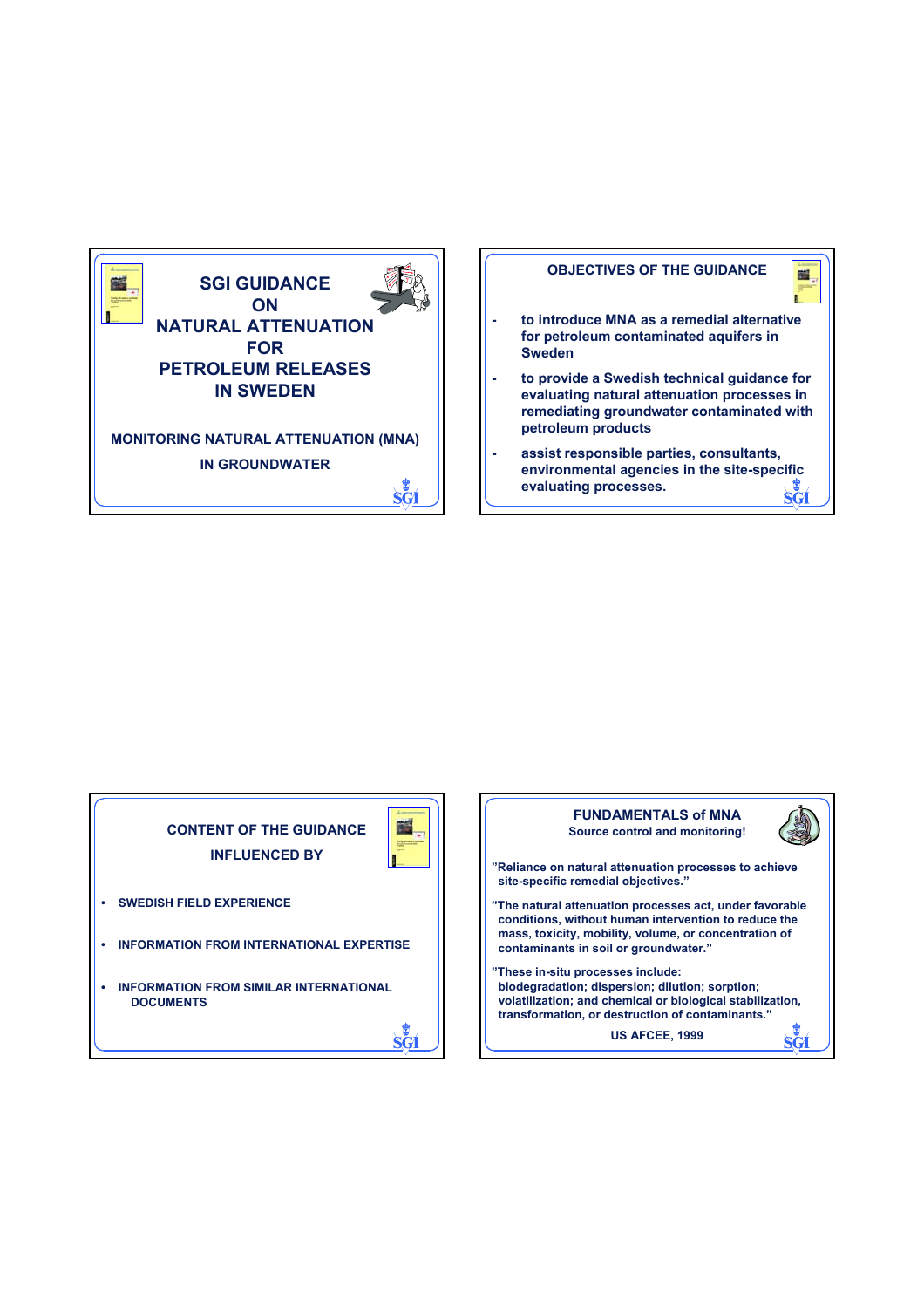# SGI GUIDANCE ON NATURAL ATTENUATION FOR PETROLEUM RELEASES IN SWEDEN

**MONITORING NATURAL ATTENUATION (MNA) IN GROUNDWATER**

## OBJECTIVES OF THE GUIDANCE

- to introduce MNA as a remedial alternative for petroleum contaminated aquifers in Sweden
- to provide a Swedish technical guidance for evaluating natural attenuation processes in remediating groundwater contaminated with petroleum products
- assist responsible parties, consultants, environmental agencies in the site-specific evaluating processes.

## CONTENT OF THE GUIDANCE INFLUENCED BY

- SWEDISH FIELD EXPERIENCE
- INFORMATION FROM INTERNATIONAL EXPERTISE
- INFORMATION FROM SIMILAR INTERNATIONAL DOCUMENTS

## FUNDAMENTALS of MNA

**Source control and monitoring!**

"Reliance on natural attenuation processes to achieve site-specific remedial objectives."

"The natural attenuation processes act, under favorable conditions, without human intervention to reduce the mass, toxicity, mobility, volume, or concentration of contaminants in soil or groundwater."

"These in-situ processes include: biodegradation; dispersion; dilution; sorption; volatilization; and chemical or biological stabilization, transformation, or destruction of contaminants."

US AFCEE, 1999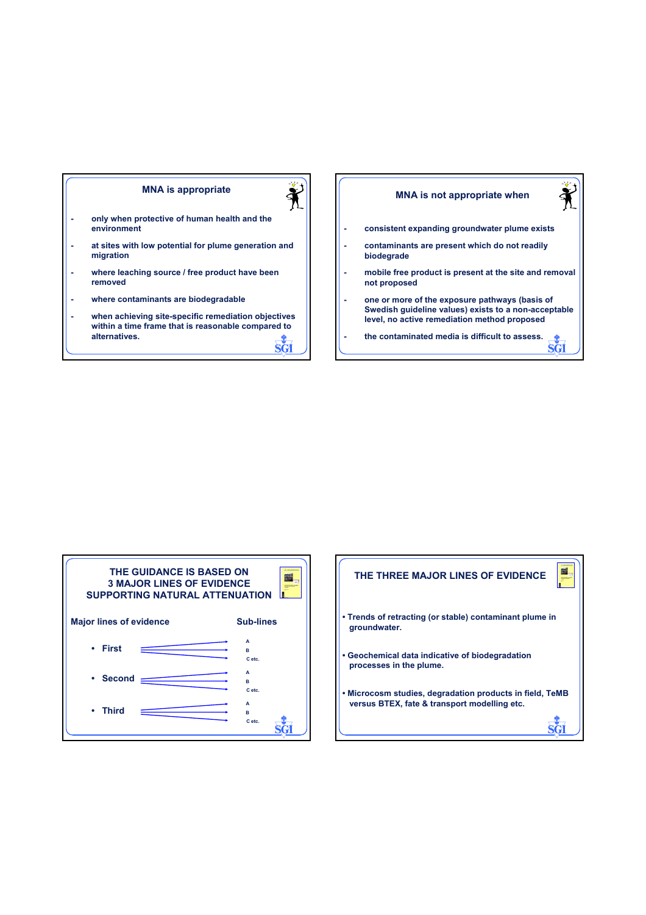## MNA is appropriate

- only when protective of human health and the environment
- at sites with low potential for plume generation and migration
- where leaching source / free product have been removed
- where contaminants are biodegradable
- when achieving site-specific remediation objectives within a time frame that is reasonable compared to alternatives.

## MNA is not appropriate when

- consistent expanding groundwater plume exists
- contaminants are present which do not readily biodegrade
- mobile free product is present at the site and removal not proposed
- one or more of the exposure pathways (basis of Swedish guideline values) exists to a non-acceptable level, no active remediation method proposed
- the contaminated media is difficult to assess.

## THE GUIDANCE IS BASED ON 3 MAJOR LINES OF EVIDENCE SUPPORTING NATURAL ATTENUATION

**Major lines of evidence** — **Sub-lines**

- First → A, B, C etc.
- Second → A, B, C etc.
- Third → A, B, C etc.

## THE THREE MAJOR LINES OF EVIDENCE

- Trends of retracting (or stable) contaminant plume in groundwater.
- Geochemical data indicative of biodegradation processes in the plume.
- Microcosm studies, degradation products in field, TeMB versus BTEX, fate & transport modelling etc.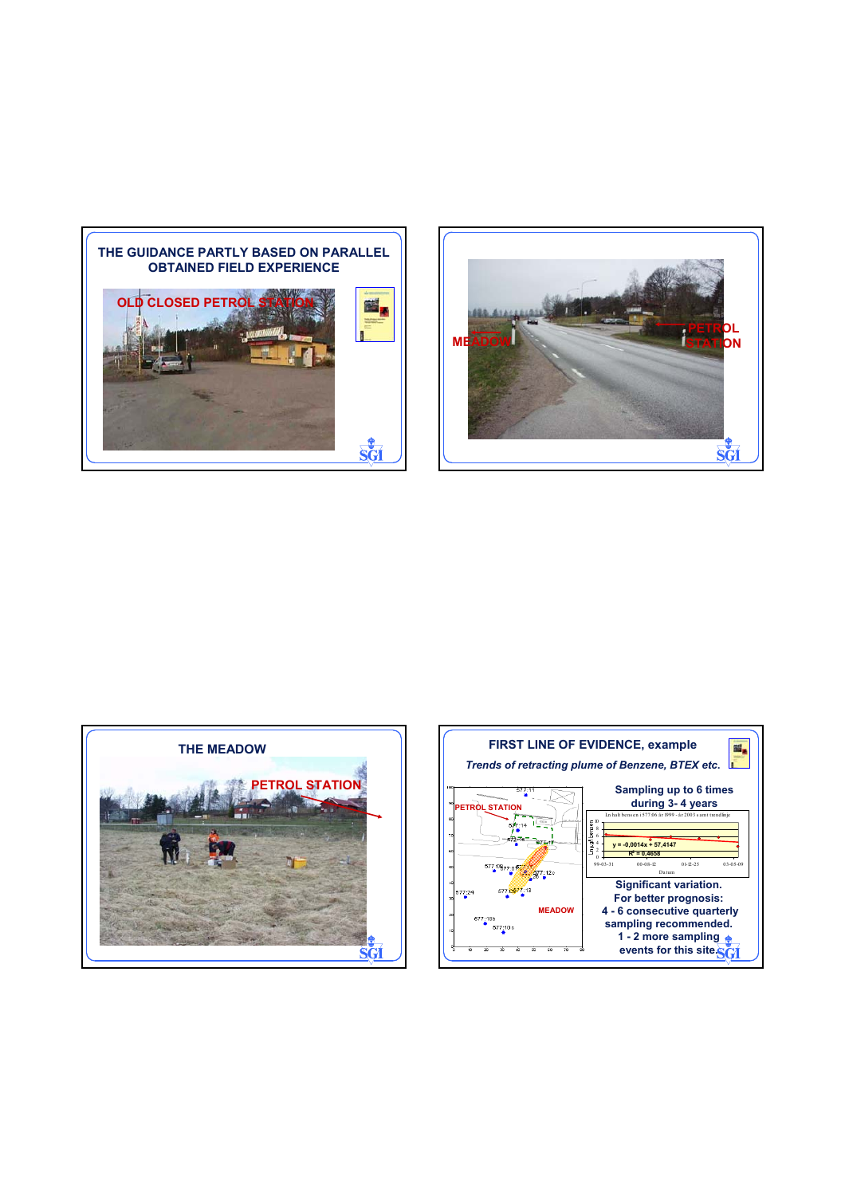## THE GUIDANCE PARTLY BASED ON PARALLEL OBTAINED FIELD EXPERIENCE

OLD CLOSED PETROL STATION

MEADOW

PETROL STATION

## THE MEADOW

PETROL STATION

## FIRST LINE OF EVIDENCE, example

*Trends of retracting plume of Benzene, BTEX etc.*

PETROL STATION

MEADOW

Sampling up to 6 times during 3- 4 years

$y = -0{,}0014x + 57{,}4147$

$R^2 = 0{,}4658$

Significant variation.
For better prognosis:
4 - 6 consecutive quarterly sampling recommended.
1 - 2 more sampling events for this site.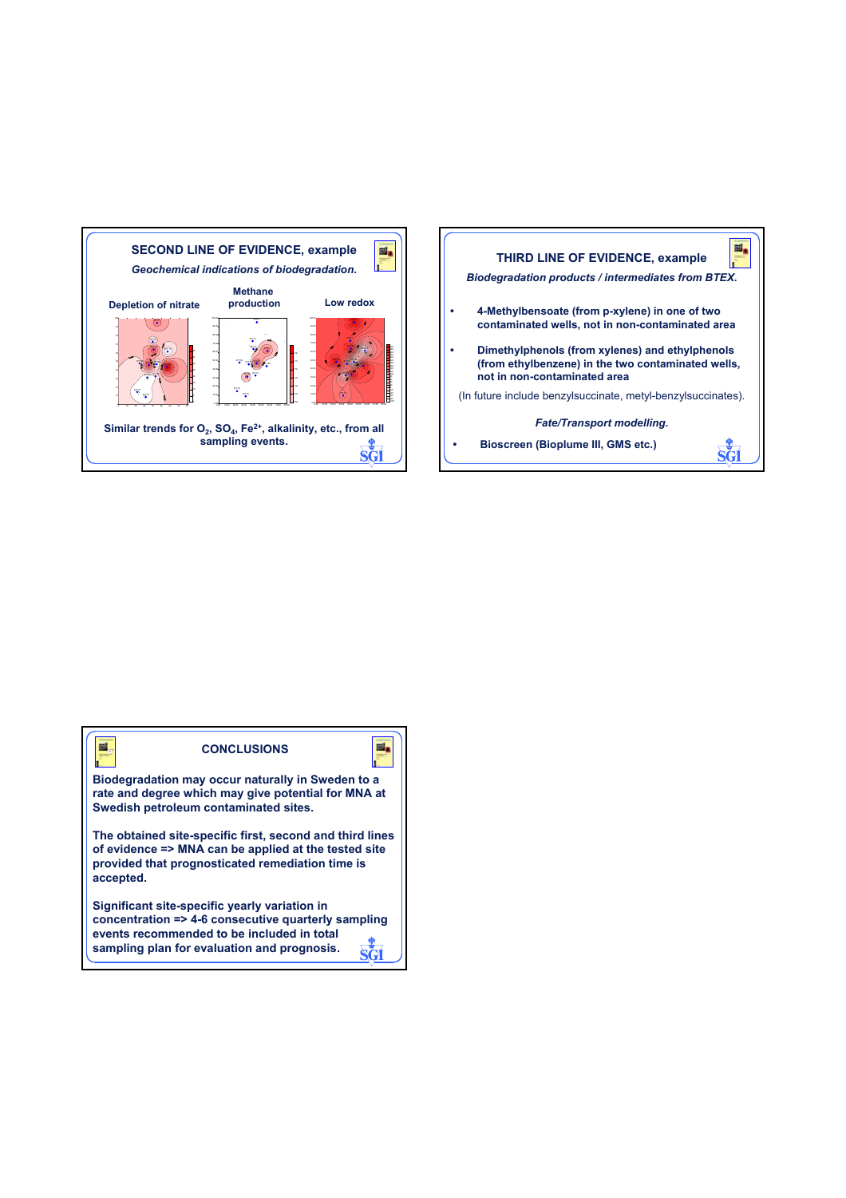## SECOND LINE OF EVIDENCE, example

*Geochemical indications of biodegradation.*

Depletion of nitrate

Methane production

Low redox

Similar trends for $O_2$, $SO_4$, $Fe^{2+}$, alkalinity, etc., from all sampling events.

## THIRD LINE OF EVIDENCE, example

*Biodegradation products / intermediates from BTEX.*

- 4-Methylbensoate (from p-xylene) in one of two contaminated wells, not in non-contaminated area
- Dimethylphenols (from xylenes) and ethylphenols (from ethylbenzene) in the two contaminated wells, not in non-contaminated area

(In future include benzylsuccinate, metyl-benzylsuccinates).

*Fate/Transport modelling.*

- Bioscreen (Bioplume III, GMS etc.)

## CONCLUSIONS

**Biodegradation may occur naturally in Sweden to a rate and degree which may give potential for MNA at Swedish petroleum contaminated sites.**

**The obtained site-specific first, second and third lines of evidence => MNA can be applied at the tested site provided that prognosticated remediation time is accepted.**

**Significant site-specific yearly variation in concentration => 4-6 consecutive quarterly sampling events recommended to be included in total sampling plan for evaluation and prognosis.**